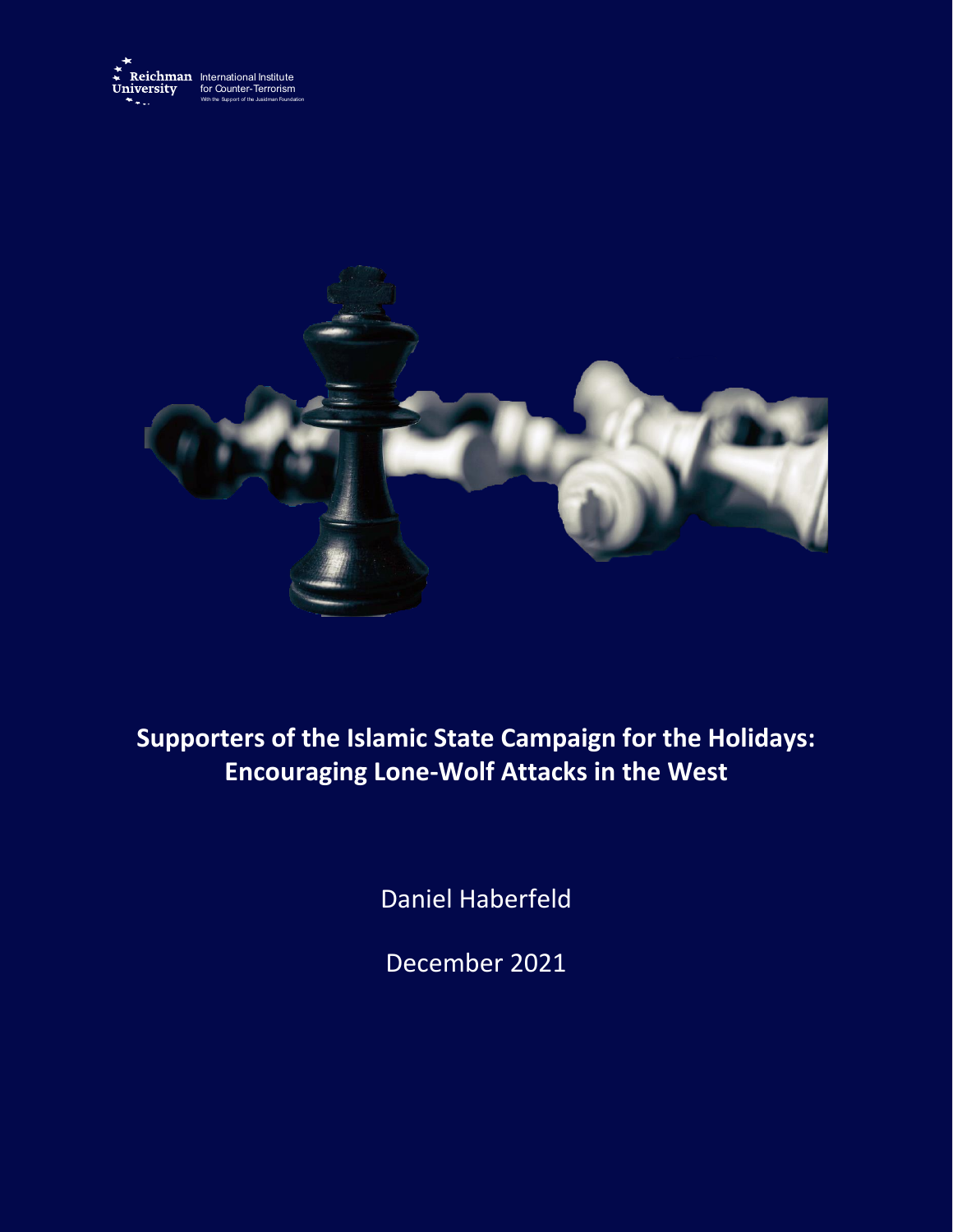Reichman University International Institute for Counter-Terrorism
With the Support of the Jusidman Foundation

# Supporters of the Islamic State Campaign for the Holidays: Encouraging Lone-Wolf Attacks in the West

Daniel Haberfeld

December 2021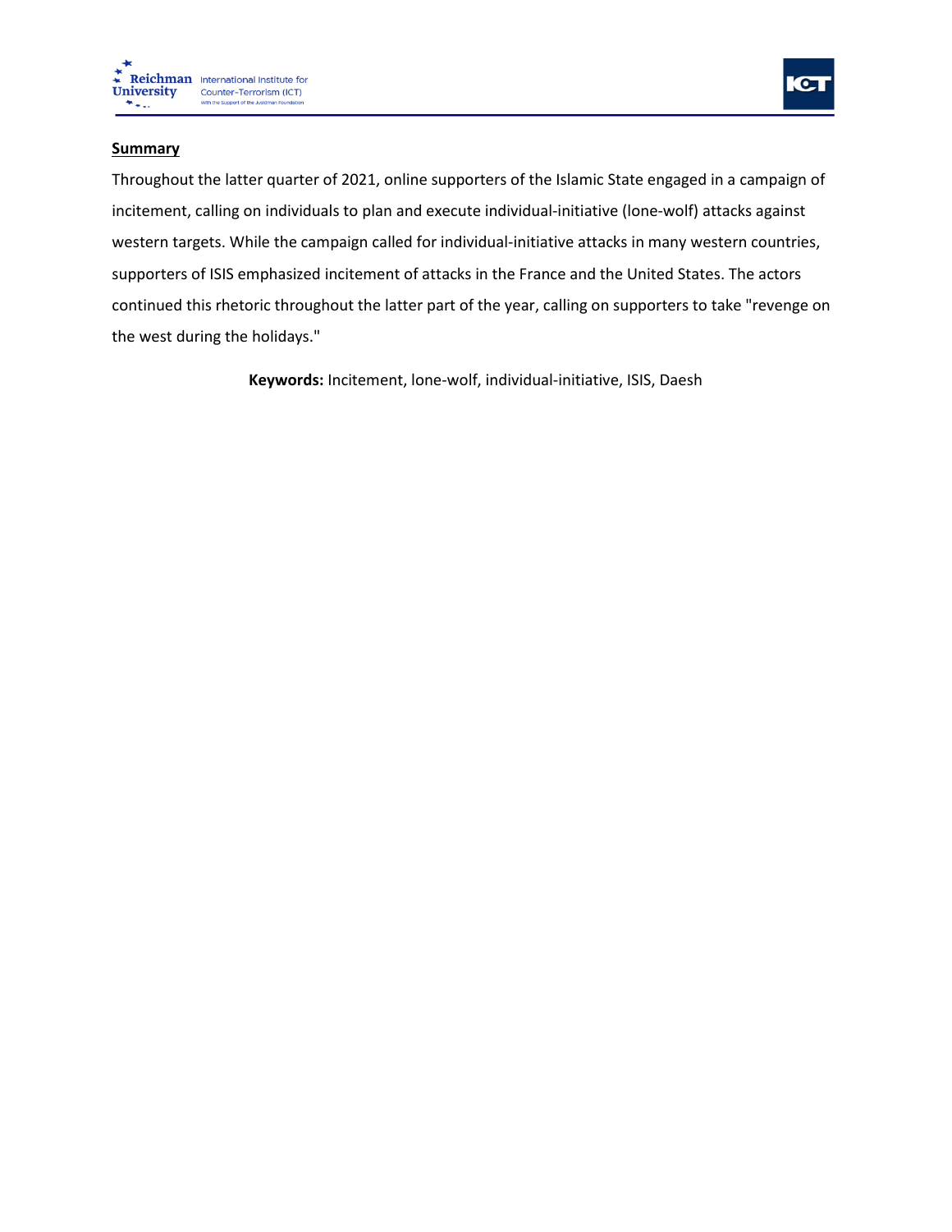**Summary**

Throughout the latter quarter of 2021, online supporters of the Islamic State engaged in a campaign of incitement, calling on individuals to plan and execute individual-initiative (lone-wolf) attacks against western targets. While the campaign called for individual-initiative attacks in many western countries, supporters of ISIS emphasized incitement of attacks in the France and the United States. The actors continued this rhetoric throughout the latter part of the year, calling on supporters to take "revenge on the west during the holidays."

**Keywords:** Incitement, lone-wolf, individual-initiative, ISIS, Daesh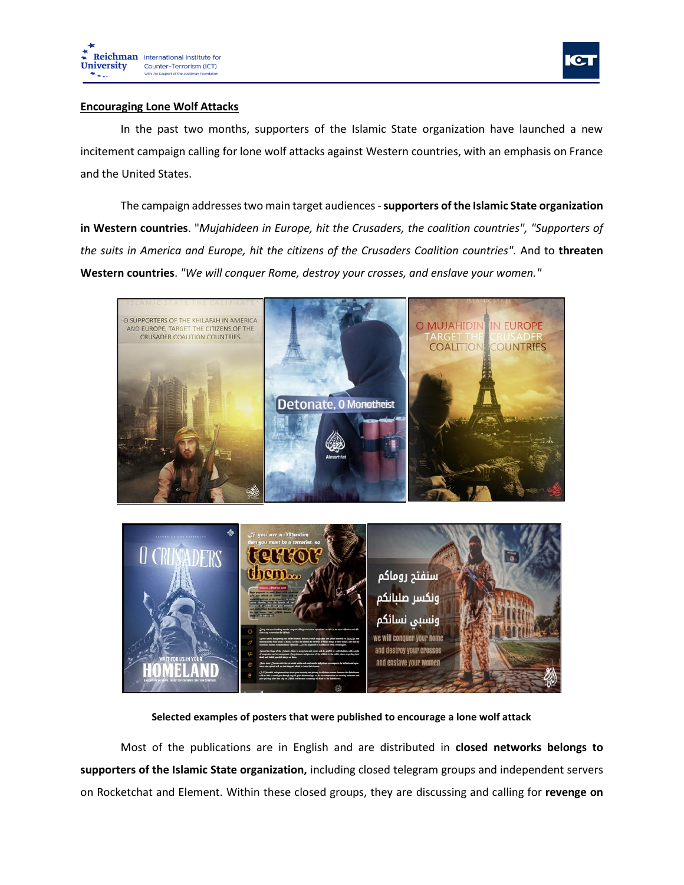**Encouraging Lone Wolf Attacks**

In the past two months, supporters of the Islamic State organization have launched a new incitement campaign calling for lone wolf attacks against Western countries, with an emphasis on France and the United States.

The campaign addresses two main target audiences - **supporters of the Islamic State organization in Western countries**. "*Mujahideen in Europe, hit the Crusaders, the coalition countries*", *"Supporters of the suits in America and Europe, hit the citizens of the Crusaders Coalition countries"*. And to **threaten Western countries**. *"We will conquer Rome, destroy your crosses, and enslave your women."*

**Selected examples of posters that were published to encourage a lone wolf attack**

Most of the publications are in English and are distributed in **closed networks belongs to supporters of the Islamic State organization,** including closed telegram groups and independent servers on Rocketchat and Element. Within these closed groups, they are discussing and calling for **revenge on**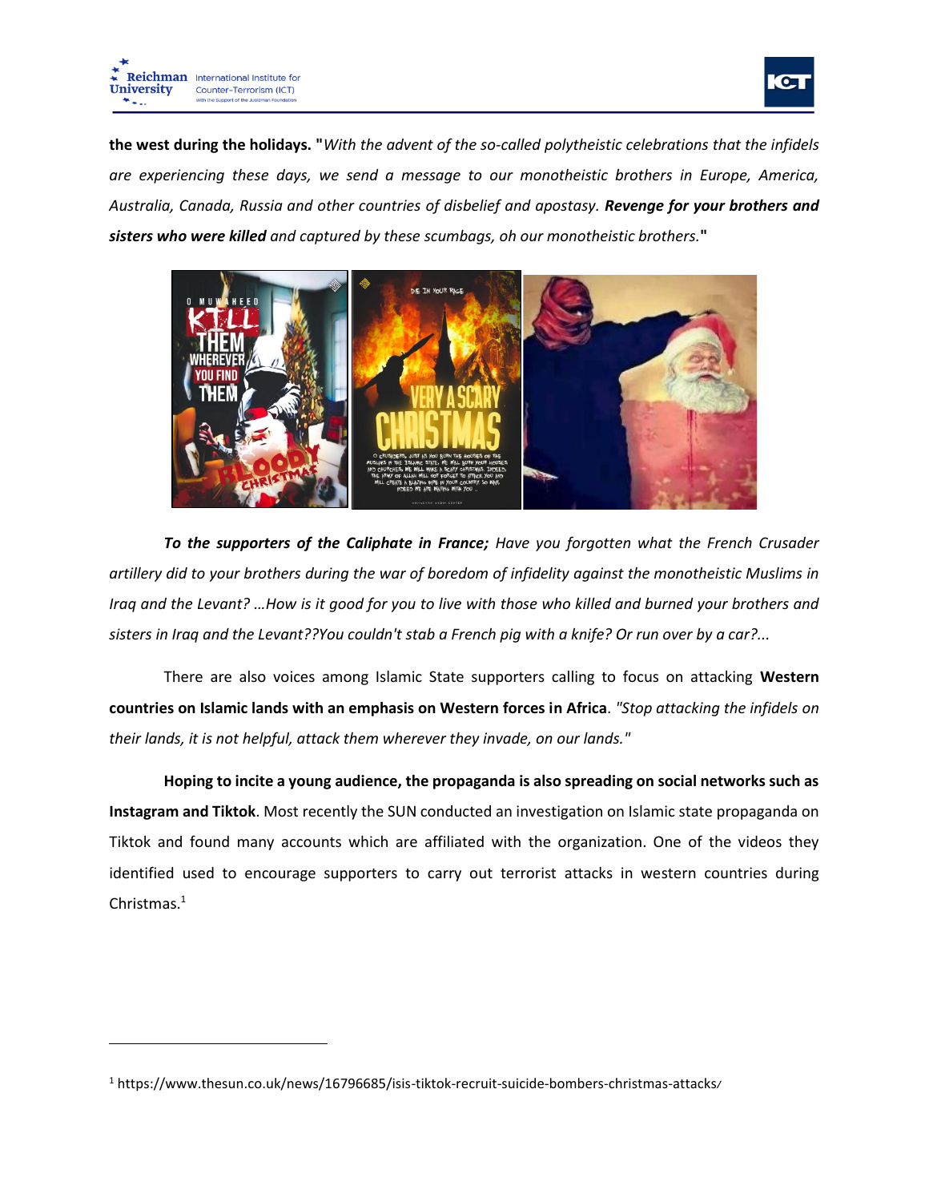**the west during the holidays. "***With the advent of the so-called polytheistic celebrations that the infidels are experiencing these days, we send a message to our monotheistic brothers in Europe, America, Australia, Canada, Russia and other countries of disbelief and apostasy.* ***Revenge for your brothers and sisters who were killed*** *and captured by these scumbags, oh our monotheistic brothers.***"**

***To the supporters of the Caliphate in France;*** *Have you forgotten what the French Crusader artillery did to your brothers during the war of boredom of infidelity against the monotheistic Muslims in Iraq and the Levant? …How is it good for you to live with those who killed and burned your brothers and sisters in Iraq and the Levant??You couldn't stab a French pig with a knife? Or run over by a car?...*

There are also voices among Islamic State supporters calling to focus on attacking **Western countries on Islamic lands with an emphasis on Western forces in Africa**. *"Stop attacking the infidels on their lands, it is not helpful, attack them wherever they invade, on our lands."*

**Hoping to incite a young audience, the propaganda is also spreading on social networks such as Instagram and Tiktok**. Most recently the SUN conducted an investigation on Islamic state propaganda on Tiktok and found many accounts which are affiliated with the organization. One of the videos they identified used to encourage supporters to carry out terrorist attacks in western countries during Christmas.[1]

---

[1] https://www.thesun.co.uk/news/16796685/isis-tiktok-recruit-suicide-bombers-christmas-attacks/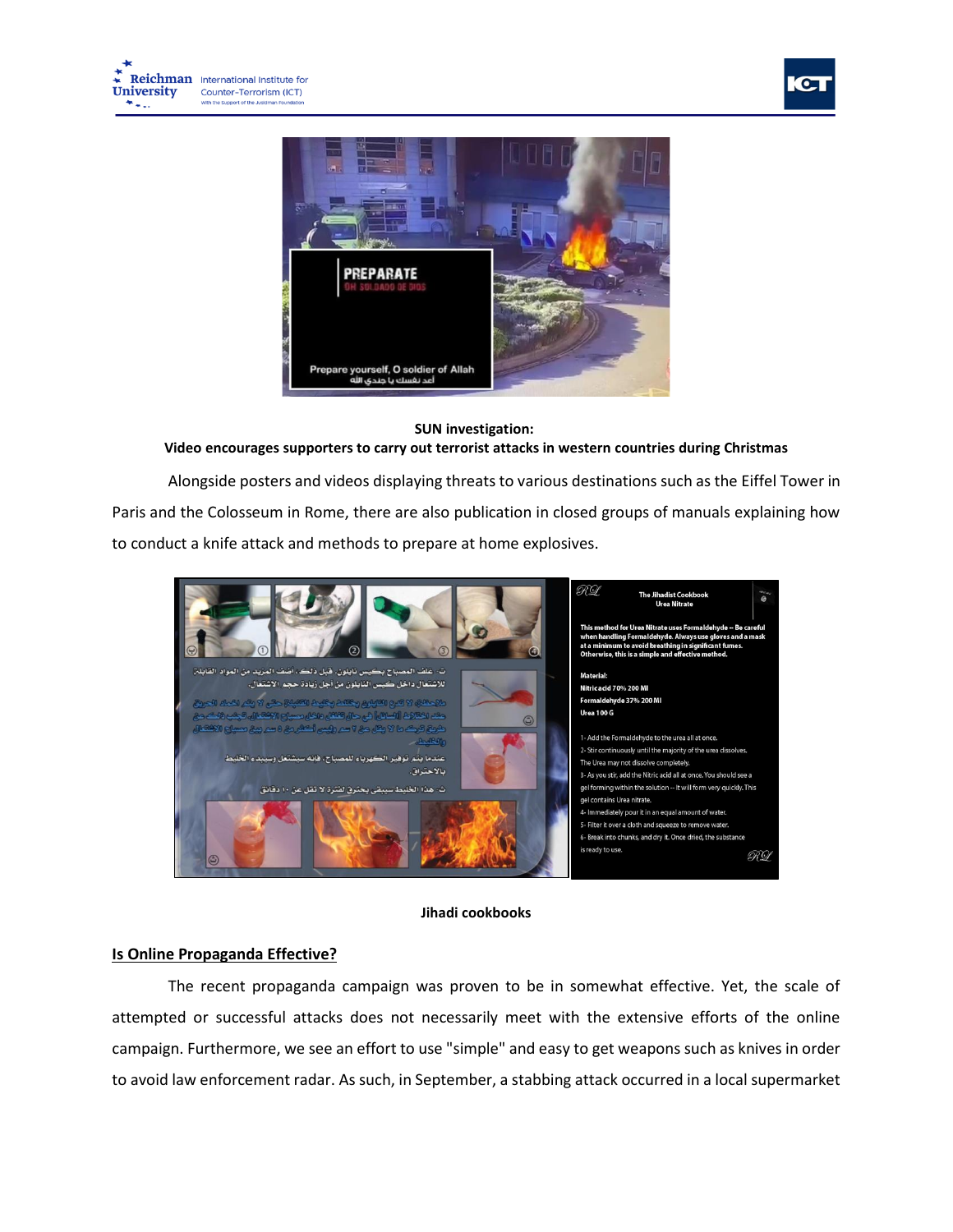**SUN investigation:**
**Video encourages supporters to carry out terrorist attacks in western countries during Christmas**

Alongside posters and videos displaying threats to various destinations such as the Eiffel Tower in Paris and the Colosseum in Rome, there are also publication in closed groups of manuals explaining how to conduct a knife attack and methods to prepare at home explosives.

**Jihadi cookbooks**

## Is Online Propaganda Effective?

The recent propaganda campaign was proven to be in somewhat effective. Yet, the scale of attempted or successful attacks does not necessarily meet with the extensive efforts of the online campaign. Furthermore, we see an effort to use "simple" and easy to get weapons such as knives in order to avoid law enforcement radar. As such, in September, a stabbing attack occurred in a local supermarket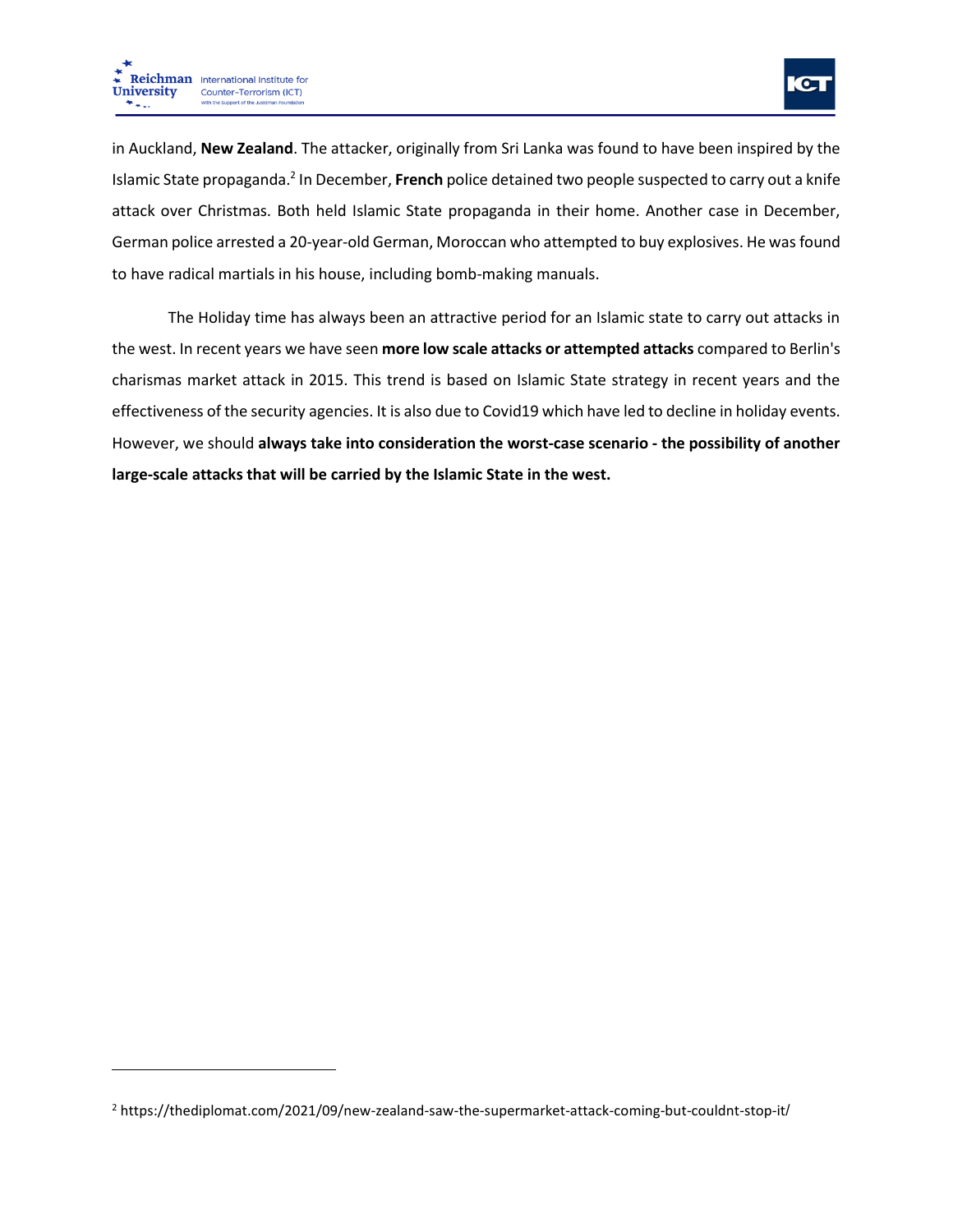in Auckland, **New Zealand**. The attacker, originally from Sri Lanka was found to have been inspired by the Islamic State propaganda.[2] In December, **French** police detained two people suspected to carry out a knife attack over Christmas. Both held Islamic State propaganda in their home. Another case in December, German police arrested a 20-year-old German, Moroccan who attempted to buy explosives. He was found to have radical martials in his house, including bomb-making manuals.

The Holiday time has always been an attractive period for an Islamic state to carry out attacks in the west. In recent years we have seen **more low scale attacks or attempted attacks** compared to Berlin's charismas market attack in 2015. This trend is based on Islamic State strategy in recent years and the effectiveness of the security agencies. It is also due to Covid19 which have led to decline in holiday events. However, we should **always take into consideration the worst-case scenario - the possibility of another large-scale attacks that will be carried by the Islamic State in the west.**

[2] https://thediplomat.com/2021/09/new-zealand-saw-the-supermarket-attack-coming-but-couldnt-stop-it/